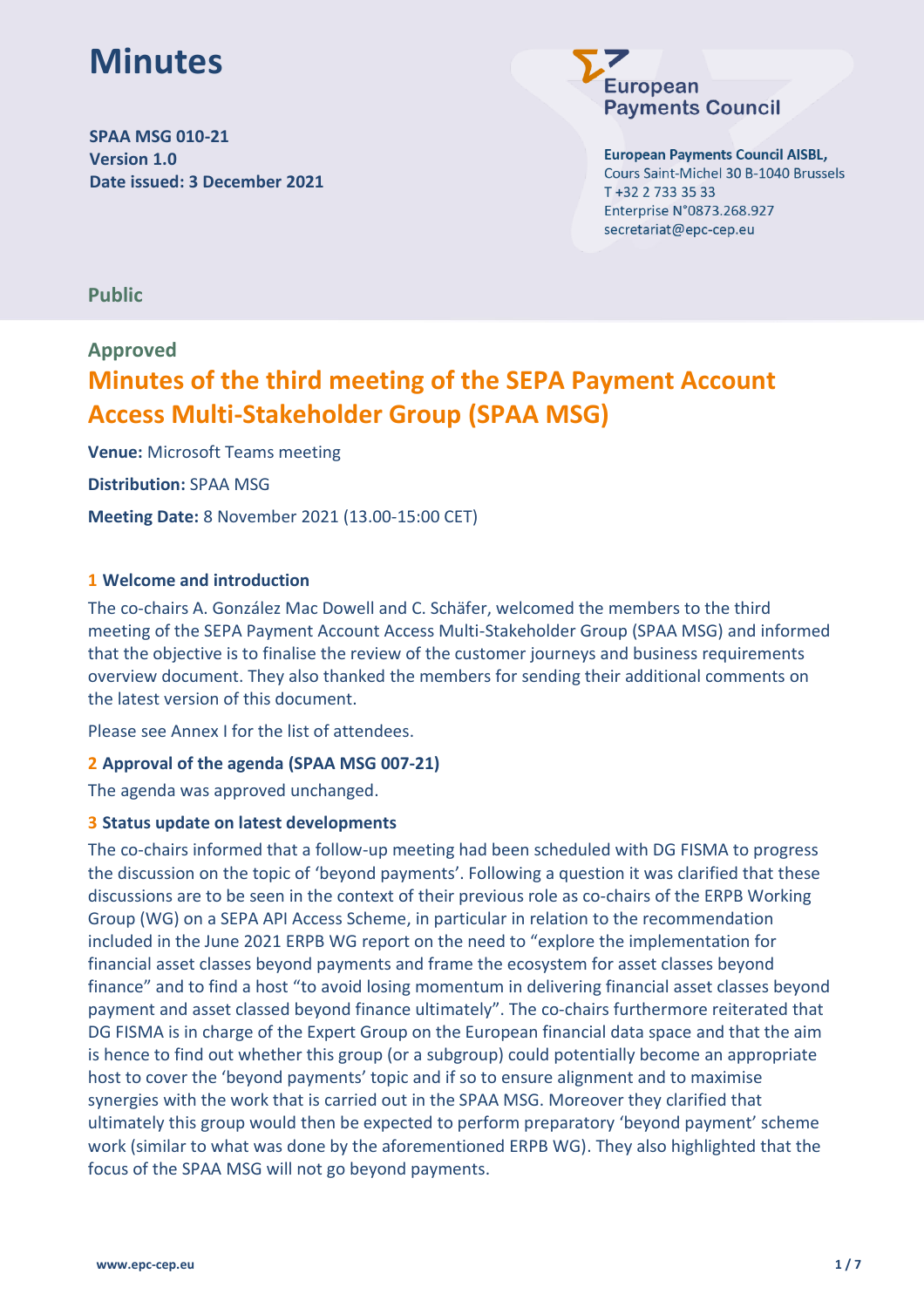# Minutes

**SPAA MSG 010-21**
**Version 1.0**
**Date issued: 3 December 2021**

**European Payments Council AISBL,**
Cours Saint-Michel 30 B-1040 Brussels
T +32 2 733 35 33
Enterprise N°0873.268.927
secretariat@epc-cep.eu

**Public**

**Approved**

## Minutes of the third meeting of the SEPA Payment Account Access Multi-Stakeholder Group (SPAA MSG)

**Venue:** Microsoft Teams meeting

**Distribution:** SPAA MSG

**Meeting Date:** 8 November 2021 (13.00-15:00 CET)

### 1 Welcome and introduction

The co-chairs A. González Mac Dowell and C. Schäfer, welcomed the members to the third meeting of the SEPA Payment Account Access Multi-Stakeholder Group (SPAA MSG) and informed that the objective is to finalise the review of the customer journeys and business requirements overview document. They also thanked the members for sending their additional comments on the latest version of this document.

Please see Annex I for the list of attendees.

### 2 Approval of the agenda (SPAA MSG 007-21)

The agenda was approved unchanged.

### 3 Status update on latest developments

The co-chairs informed that a follow-up meeting had been scheduled with DG FISMA to progress the discussion on the topic of 'beyond payments'. Following a question it was clarified that these discussions are to be seen in the context of their previous role as co-chairs of the ERPB Working Group (WG) on a SEPA API Access Scheme, in particular in relation to the recommendation included in the June 2021 ERPB WG report on the need to "explore the implementation for financial asset classes beyond payments and frame the ecosystem for asset classes beyond finance" and to find a host "to avoid losing momentum in delivering financial asset classes beyond payment and asset classed beyond finance ultimately". The co-chairs furthermore reiterated that DG FISMA is in charge of the Expert Group on the European financial data space and that the aim is hence to find out whether this group (or a subgroup) could potentially become an appropriate host to cover the 'beyond payments' topic and if so to ensure alignment and to maximise synergies with the work that is carried out in the SPAA MSG. Moreover they clarified that ultimately this group would then be expected to perform preparatory 'beyond payment' scheme work (similar to what was done by the aforementioned ERPB WG). They also highlighted that the focus of the SPAA MSG will not go beyond payments.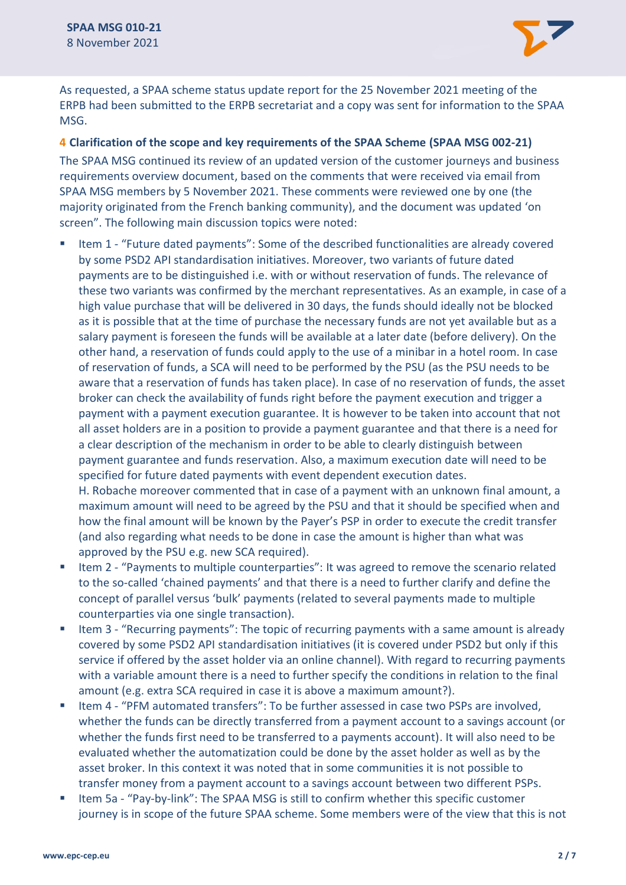As requested, a SPAA scheme status update report for the 25 November 2021 meeting of the ERPB had been submitted to the ERPB secretariat and a copy was sent for information to the SPAA MSG.

### 4 Clarification of the scope and key requirements of the SPAA Scheme (SPAA MSG 002-21)

The SPAA MSG continued its review of an updated version of the customer journeys and business requirements overview document, based on the comments that were received via email from SPAA MSG members by 5 November 2021. These comments were reviewed one by one (the majority originated from the French banking community), and the document was updated 'on screen". The following main discussion topics were noted:

- Item 1 - "Future dated payments": Some of the described functionalities are already covered by some PSD2 API standardisation initiatives. Moreover, two variants of future dated payments are to be distinguished i.e. with or without reservation of funds. The relevance of these two variants was confirmed by the merchant representatives. As an example, in case of a high value purchase that will be delivered in 30 days, the funds should ideally not be blocked as it is possible that at the time of purchase the necessary funds are not yet available but as a salary payment is foreseen the funds will be available at a later date (before delivery). On the other hand, a reservation of funds could apply to the use of a minibar in a hotel room. In case of reservation of funds, a SCA will need to be performed by the PSU (as the PSU needs to be aware that a reservation of funds has taken place). In case of no reservation of funds, the asset broker can check the availability of funds right before the payment execution and trigger a payment with a payment execution guarantee. It is however to be taken into account that not all asset holders are in a position to provide a payment guarantee and that there is a need for a clear description of the mechanism in order to be able to clearly distinguish between payment guarantee and funds reservation. Also, a maximum execution date will need to be specified for future dated payments with event dependent execution dates.
  H. Robache moreover commented that in case of a payment with an unknown final amount, a maximum amount will need to be agreed by the PSU and that it should be specified when and how the final amount will be known by the Payer's PSP in order to execute the credit transfer (and also regarding what needs to be done in case the amount is higher than what was approved by the PSU e.g. new SCA required).
- Item 2 - "Payments to multiple counterparties": It was agreed to remove the scenario related to the so-called 'chained payments' and that there is a need to further clarify and define the concept of parallel versus 'bulk' payments (related to several payments made to multiple counterparties via one single transaction).
- Item 3 - "Recurring payments": The topic of recurring payments with a same amount is already covered by some PSD2 API standardisation initiatives (it is covered under PSD2 but only if this service if offered by the asset holder via an online channel). With regard to recurring payments with a variable amount there is a need to further specify the conditions in relation to the final amount (e.g. extra SCA required in case it is above a maximum amount?).
- Item 4 - "PFM automated transfers": To be further assessed in case two PSPs are involved, whether the funds can be directly transferred from a payment account to a savings account (or whether the funds first need to be transferred to a payments account). It will also need to be evaluated whether the automatization could be done by the asset holder as well as by the asset broker. In this context it was noted that in some communities it is not possible to transfer money from a payment account to a savings account between two different PSPs.
- Item 5a - "Pay-by-link": The SPAA MSG is still to confirm whether this specific customer journey is in scope of the future SPAA scheme. Some members were of the view that this is not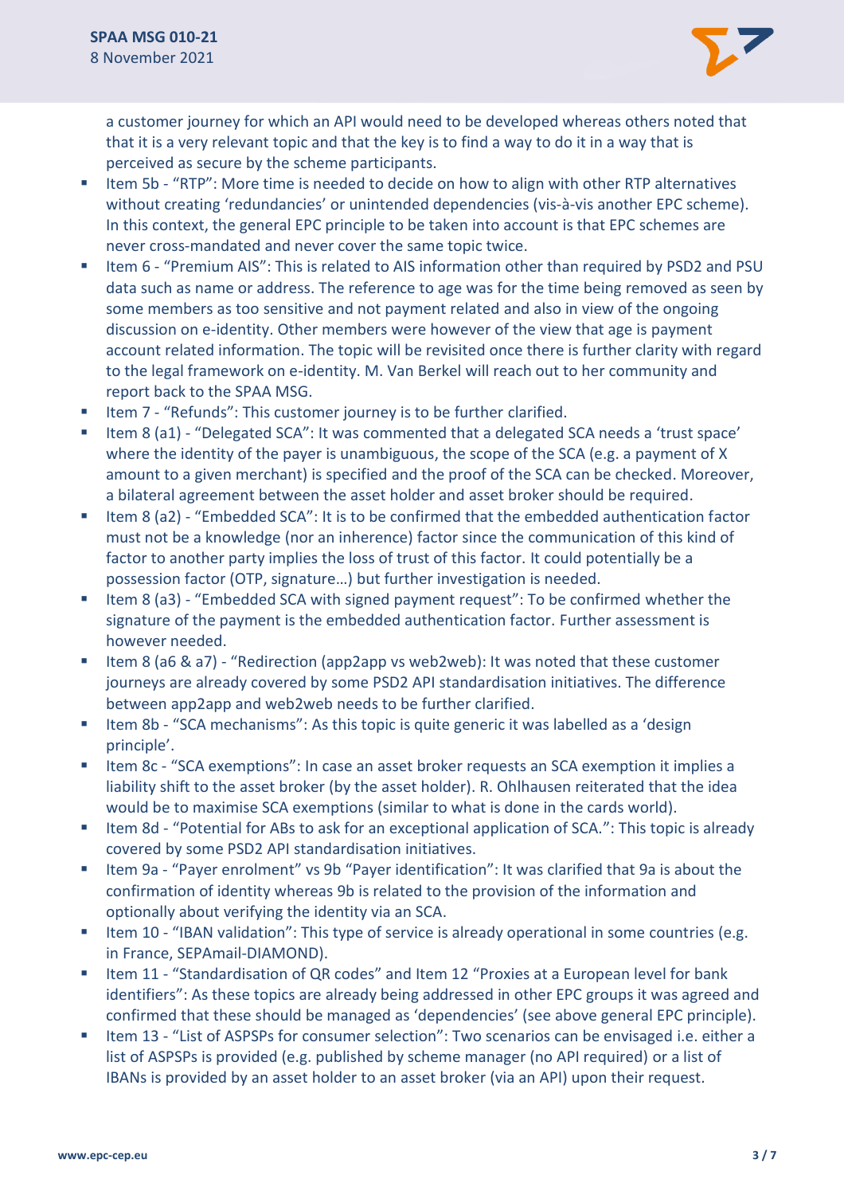a customer journey for which an API would need to be developed whereas others noted that that it is a very relevant topic and that the key is to find a way to do it in a way that is perceived as secure by the scheme participants.

- Item 5b - "RTP": More time is needed to decide on how to align with other RTP alternatives without creating 'redundancies' or unintended dependencies (vis-à-vis another EPC scheme). In this context, the general EPC principle to be taken into account is that EPC schemes are never cross-mandated and never cover the same topic twice.
- Item 6 - "Premium AIS": This is related to AIS information other than required by PSD2 and PSU data such as name or address. The reference to age was for the time being removed as seen by some members as too sensitive and not payment related and also in view of the ongoing discussion on e-identity. Other members were however of the view that age is payment account related information. The topic will be revisited once there is further clarity with regard to the legal framework on e-identity. M. Van Berkel will reach out to her community and report back to the SPAA MSG.
- Item 7 - "Refunds": This customer journey is to be further clarified.
- Item 8 (a1) - "Delegated SCA": It was commented that a delegated SCA needs a 'trust space' where the identity of the payer is unambiguous, the scope of the SCA (e.g. a payment of X amount to a given merchant) is specified and the proof of the SCA can be checked. Moreover, a bilateral agreement between the asset holder and asset broker should be required.
- Item 8 (a2) - "Embedded SCA": It is to be confirmed that the embedded authentication factor must not be a knowledge (nor an inherence) factor since the communication of this kind of factor to another party implies the loss of trust of this factor. It could potentially be a possession factor (OTP, signature…) but further investigation is needed.
- Item 8 (a3) - "Embedded SCA with signed payment request": To be confirmed whether the signature of the payment is the embedded authentication factor. Further assessment is however needed.
- Item 8 (a6 & a7) - "Redirection (app2app vs web2web): It was noted that these customer journeys are already covered by some PSD2 API standardisation initiatives. The difference between app2app and web2web needs to be further clarified.
- Item 8b - "SCA mechanisms": As this topic is quite generic it was labelled as a 'design principle'.
- Item 8c - "SCA exemptions": In case an asset broker requests an SCA exemption it implies a liability shift to the asset broker (by the asset holder). R. Ohlhausen reiterated that the idea would be to maximise SCA exemptions (similar to what is done in the cards world).
- Item 8d - "Potential for ABs to ask for an exceptional application of SCA.": This topic is already covered by some PSD2 API standardisation initiatives.
- Item 9a - "Payer enrolment" vs 9b "Payer identification": It was clarified that 9a is about the confirmation of identity whereas 9b is related to the provision of the information and optionally about verifying the identity via an SCA.
- Item 10 - "IBAN validation": This type of service is already operational in some countries (e.g. in France, SEPAmail-DIAMOND).
- Item 11 - "Standardisation of QR codes" and Item 12 "Proxies at a European level for bank identifiers": As these topics are already being addressed in other EPC groups it was agreed and confirmed that these should be managed as 'dependencies' (see above general EPC principle).
- Item 13 - "List of ASPSPs for consumer selection": Two scenarios can be envisaged i.e. either a list of ASPSPs is provided (e.g. published by scheme manager (no API required) or a list of IBANs is provided by an asset holder to an asset broker (via an API) upon their request.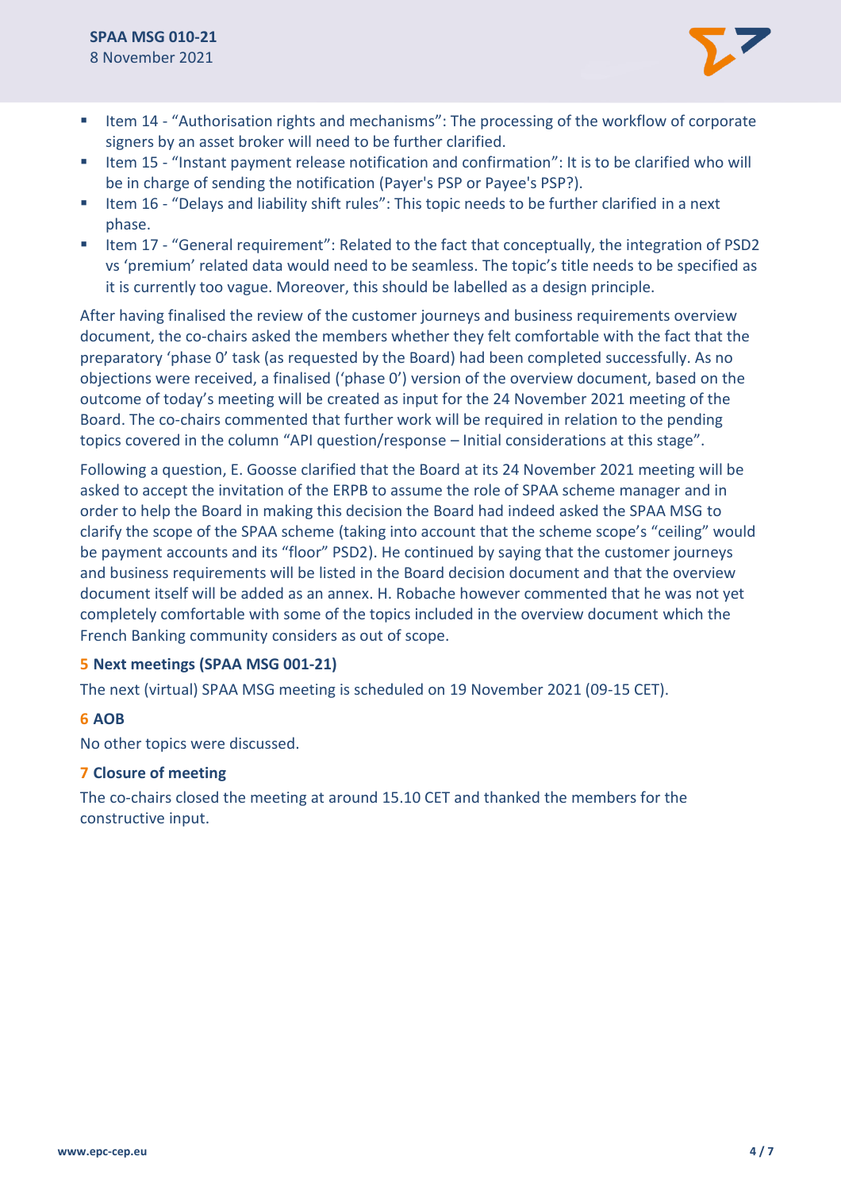- Item 14 - “Authorisation rights and mechanisms”: The processing of the workflow of corporate signers by an asset broker will need to be further clarified.
- Item 15 - “Instant payment release notification and confirmation”: It is to be clarified who will be in charge of sending the notification (Payer's PSP or Payee's PSP?).
- Item 16 - “Delays and liability shift rules”: This topic needs to be further clarified in a next phase.
- Item 17 - “General requirement”: Related to the fact that conceptually, the integration of PSD2 vs ‘premium’ related data would need to be seamless. The topic’s title needs to be specified as it is currently too vague. Moreover, this should be labelled as a design principle.

After having finalised the review of the customer journeys and business requirements overview document, the co-chairs asked the members whether they felt comfortable with the fact that the preparatory ‘phase 0’ task (as requested by the Board) had been completed successfully. As no objections were received, a finalised (‘phase 0’) version of the overview document, based on the outcome of today’s meeting will be created as input for the 24 November 2021 meeting of the Board. The co-chairs commented that further work will be required in relation to the pending topics covered in the column “API question/response – Initial considerations at this stage”.

Following a question, E. Goosse clarified that the Board at its 24 November 2021 meeting will be asked to accept the invitation of the ERPB to assume the role of SPAA scheme manager and in order to help the Board in making this decision the Board had indeed asked the SPAA MSG to clarify the scope of the SPAA scheme (taking into account that the scheme scope’s “ceiling” would be payment accounts and its “floor” PSD2). He continued by saying that the customer journeys and business requirements will be listed in the Board decision document and that the overview document itself will be added as an annex. H. Robache however commented that he was not yet completely comfortable with some of the topics included in the overview document which the French Banking community considers as out of scope.

### 5 Next meetings (SPAA MSG 001-21)

The next (virtual) SPAA MSG meeting is scheduled on 19 November 2021 (09-15 CET).

### 6 AOB

No other topics were discussed.

### 7 Closure of meeting

The co-chairs closed the meeting at around 15.10 CET and thanked the members for the constructive input.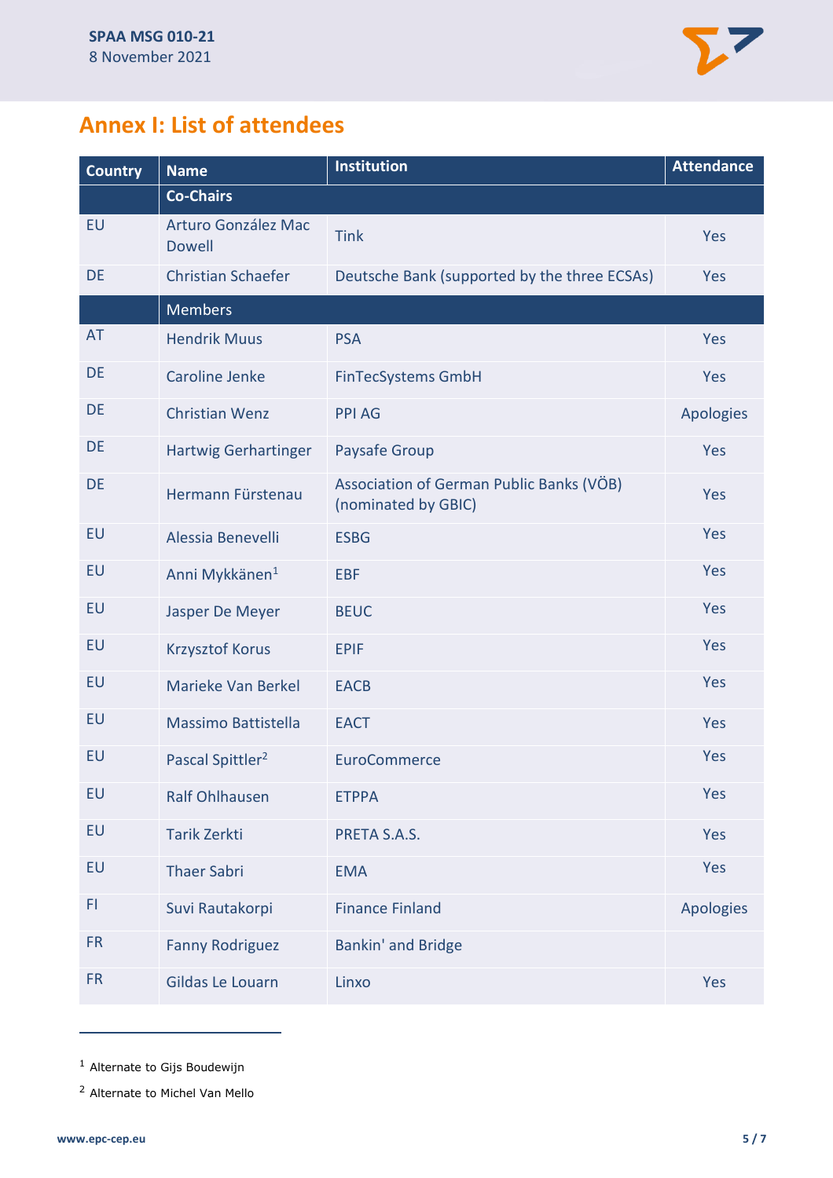## Annex I: List of attendees

| Country | Name | Institution | Attendance |
|---|---|---|---|
| | **Co-Chairs** | | |
| EU | Arturo González Mac Dowell | Tink | Yes |
| DE | Christian Schaefer | Deutsche Bank (supported by the three ECSAs) | Yes |
| | Members | | |
| AT | Hendrik Muus | PSA | Yes |
| DE | Caroline Jenke | FinTecSystems GmbH | Yes |
| DE | Christian Wenz | PPI AG | Apologies |
| DE | Hartwig Gerhartinger | Paysafe Group | Yes |
| DE | Hermann Fürstenau | Association of German Public Banks (VÖB) (nominated by GBIC) | Yes |
| EU | Alessia Benevelli | ESBG | Yes |
| EU | Anni Mykkänen[1] | EBF | Yes |
| EU | Jasper De Meyer | BEUC | Yes |
| EU | Krzysztof Korus | EPIF | Yes |
| EU | Marieke Van Berkel | EACB | Yes |
| EU | Massimo Battistella | EACT | Yes |
| EU | Pascal Spittler[2] | EuroCommerce | Yes |
| EU | Ralf Ohlhausen | ETPPA | Yes |
| EU | Tarik Zerkti | PRETA S.A.S. | Yes |
| EU | Thaer Sabri | EMA | Yes |
| FI | Suvi Rautakorpi | Finance Finland | Apologies |
| FR | Fanny Rodriguez | Bankin' and Bridge | |
| FR | Gildas Le Louarn | Linxo | Yes |

[1] Alternate to Gijs Boudewijn

[2] Alternate to Michel Van Mello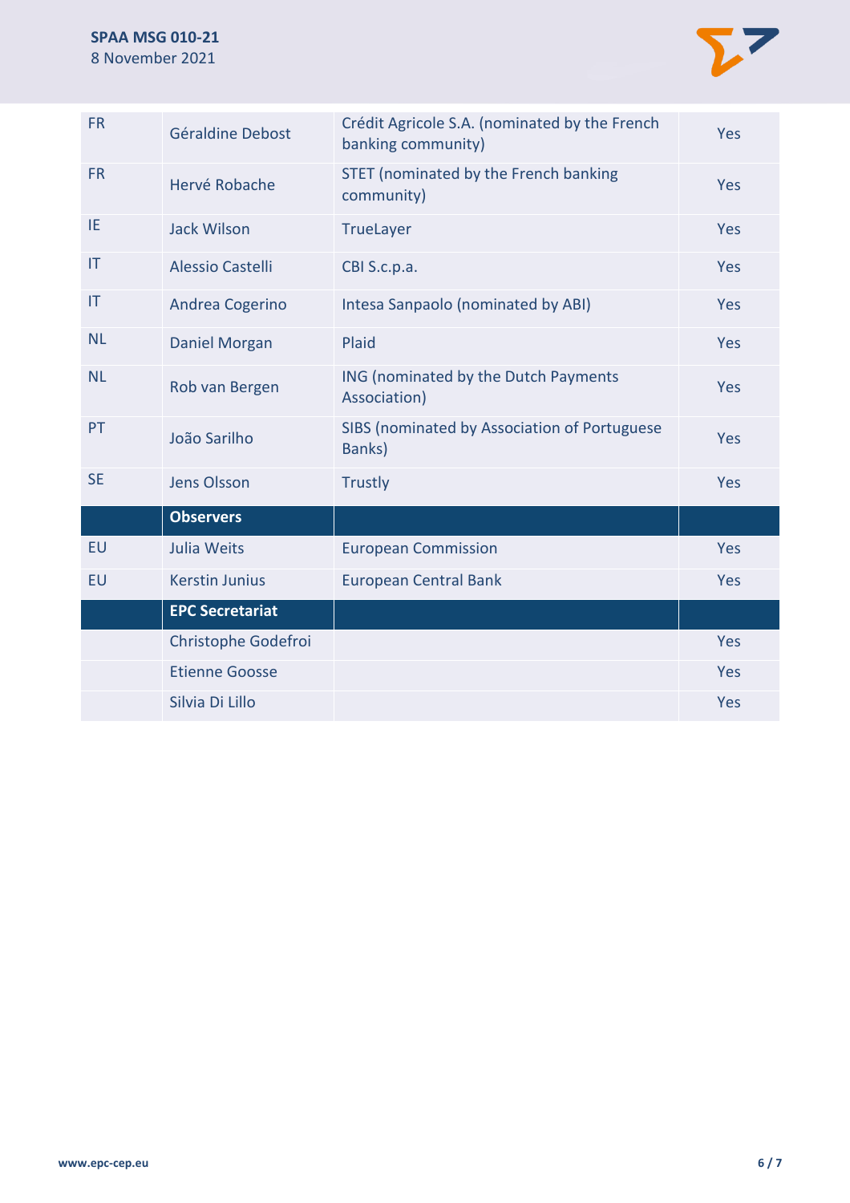| | | | |
|---|---|---|---|
| FR | Géraldine Debost | Crédit Agricole S.A. (nominated by the French banking community) | Yes |
| FR | Hervé Robache | STET (nominated by the French banking community) | Yes |
| IE | Jack Wilson | TrueLayer | Yes |
| IT | Alessio Castelli | CBI S.c.p.a. | Yes |
| IT | Andrea Cogerino | Intesa Sanpaolo (nominated by ABI) | Yes |
| NL | Daniel Morgan | Plaid | Yes |
| NL | Rob van Bergen | ING (nominated by the Dutch Payments Association) | Yes |
| PT | João Sarilho | SIBS (nominated by Association of Portuguese Banks) | Yes |
| SE | Jens Olsson | Trustly | Yes |
| | **Observers** | | |
| EU | Julia Weits | European Commission | Yes |
| EU | Kerstin Junius | European Central Bank | Yes |
| | **EPC Secretariat** | | |
| | Christophe Godefroi | | Yes |
| | Etienne Goosse | | Yes |
| | Silvia Di Lillo | | Yes |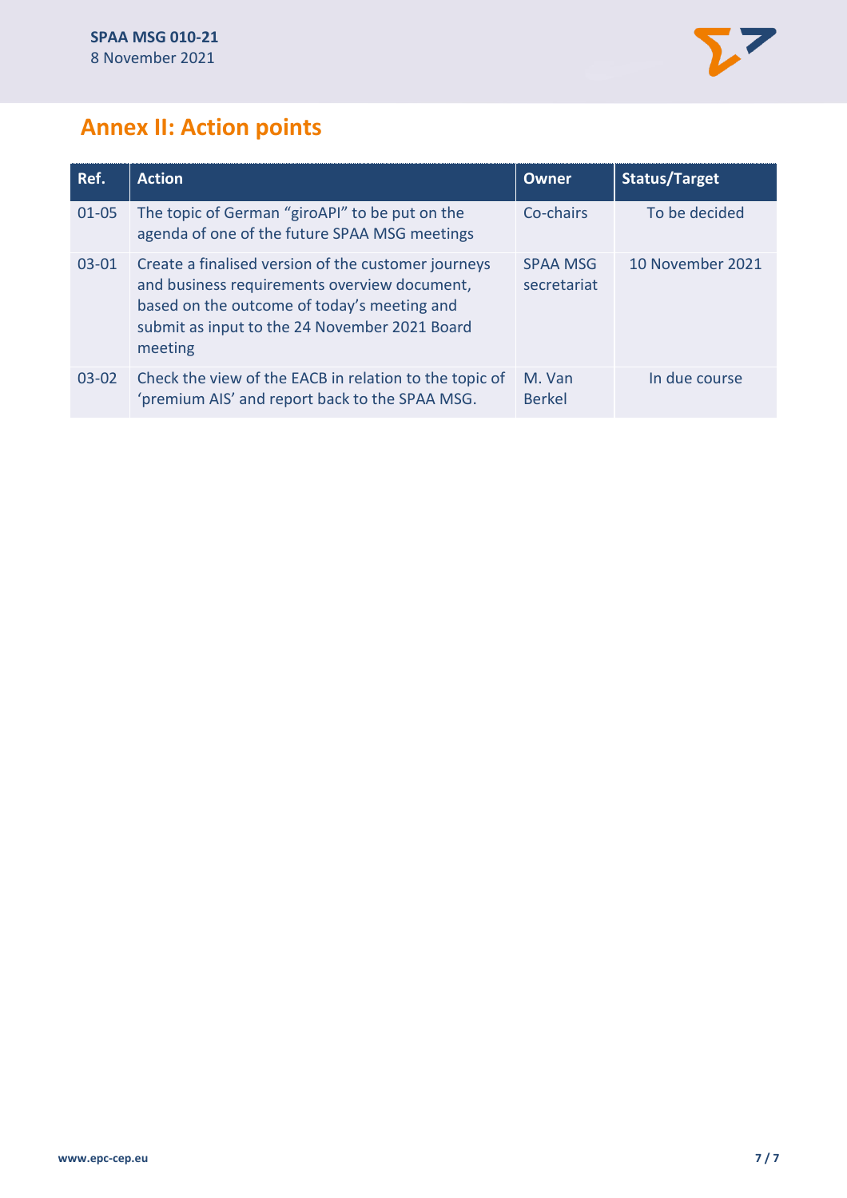## Annex II: Action points

| Ref. | Action | Owner | Status/Target |
|---|---|---|---|
| 01-05 | The topic of German "giroAPI" to be put on the agenda of one of the future SPAA MSG meetings | Co-chairs | To be decided |
| 03-01 | Create a finalised version of the customer journeys and business requirements overview document, based on the outcome of today's meeting and submit as input to the 24 November 2021 Board meeting | SPAA MSG secretariat | 10 November 2021 |
| 03-02 | Check the view of the EACB in relation to the topic of 'premium AIS' and report back to the SPAA MSG. | M. Van Berkel | In due course |